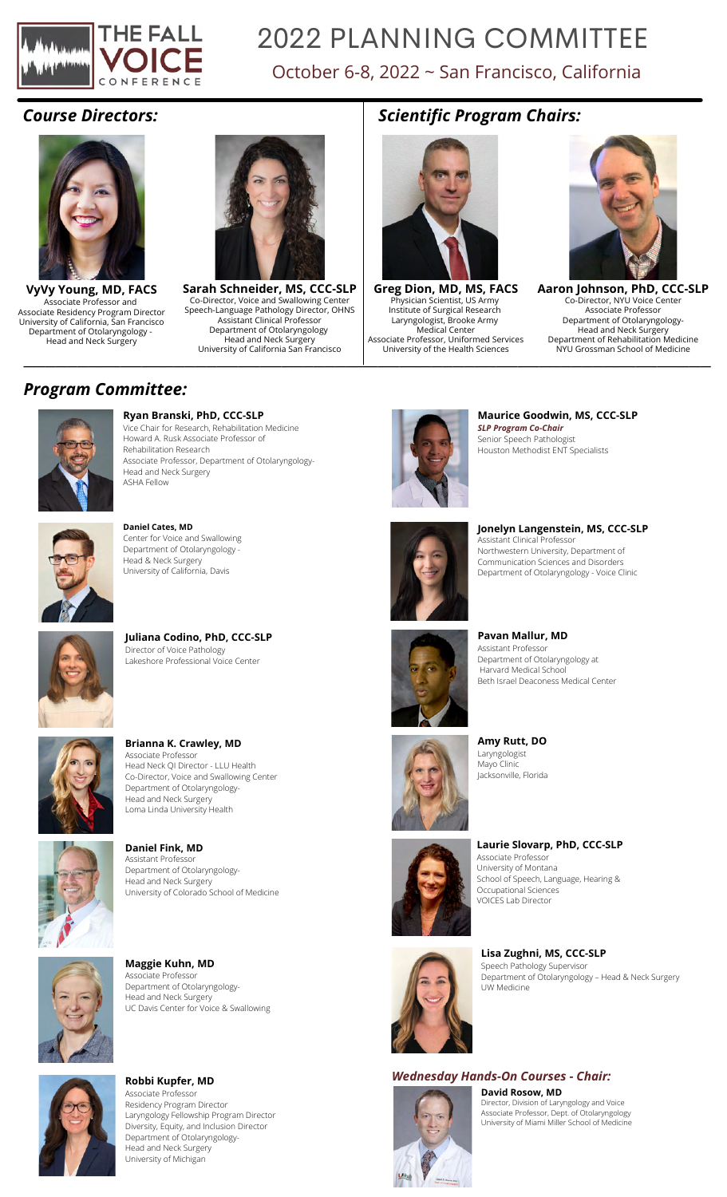THE FALL VOICE CONFERENCE

# 2022 PLANNING COMMITTEE

October 6-8, 2022 ~ San Francisco, California

## *Course Directors:*

**VyVy Young, MD, FACS**
Associate Professor and
Associate Residency Program Director
University of California, San Francisco
Department of Otolaryngology - Head and Neck Surgery

**Sarah Schneider, MS, CCC-SLP**
Co-Director, Voice and Swallowing Center
Speech-Language Pathology Director, OHNS
Assistant Clinical Professor
Department of Otolaryngology
Head and Neck Surgery
University of California San Francisco

## *Scientific Program Chairs:*

**Greg Dion, MD, MS, FACS**
Physician Scientist, US Army Institute of Surgical Research
Laryngologist, Brooke Army Medical Center
Associate Professor, Uniformed Services University of the Health Sciences

**Aaron Johnson, PhD, CCC-SLP**
Co-Director, NYU Voice Center
Associate Professor
Department of Otolaryngology-Head and Neck Surgery
Department of Rehabilitation Medicine
NYU Grossman School of Medicine

## *Program Committee:*

**Ryan Branski, PhD, CCC-SLP**
Vice Chair for Research, Rehabilitation Medicine
Howard A. Rusk Associate Professor of Rehabilitation Research
Associate Professor, Department of Otolaryngology-Head and Neck Surgery
ASHA Fellow

**Daniel Cates, MD**
Center for Voice and Swallowing
Department of Otolaryngology - Head & Neck Surgery
University of California, Davis

**Juliana Codino, PhD, CCC-SLP**
Director of Voice Pathology
Lakeshore Professional Voice Center

**Brianna K. Crawley, MD**
Associate Professor
Head Neck QI Director - LLU Health
Co-Director, Voice and Swallowing Center
Department of Otolaryngology-Head and Neck Surgery
Loma Linda University Health

**Daniel Fink, MD**
Assistant Professor
Department of Otolaryngology-Head and Neck Surgery
University of Colorado School of Medicine

**Maggie Kuhn, MD**
Associate Professor
Department of Otolaryngology-Head and Neck Surgery
UC Davis Center for Voice & Swallowing

**Robbi Kupfer, MD**
Associate Professor
Residency Program Director
Laryngology Fellowship Program Director
Diversity, Equity, and Inclusion Director
Department of Otolaryngology-Head and Neck Surgery
University of Michigan

**Maurice Goodwin, MS, CCC-SLP**
***SLP Program Co-Chair***
Senior Speech Pathologist
Houston Methodist ENT Specialists

**Jonelyn Langenstein, MS, CCC-SLP**
Assistant Clinical Professor
Northwestern University, Department of Communication Sciences and Disorders
Department of Otolaryngology - Voice Clinic

**Pavan Mallur, MD**
Assistant Professor
Department of Otolaryngology at Harvard Medical School
Beth Israel Deaconess Medical Center

**Amy Rutt, DO**
Laryngologist
Mayo Clinic
Jacksonville, Florida

**Laurie Slovarp, PhD, CCC-SLP**
Associate Professor
University of Montana
School of Speech, Language, Hearing & Occupational Sciences
VOICES Lab Director

**Lisa Zughni, MS, CCC-SLP**
Speech Pathology Supervisor
Department of Otolaryngology – Head & Neck Surgery
UW Medicine

### *Wednesday Hands-On Courses - Chair:*

**David Rosow, MD**
Director, Division of Laryngology and Voice
Associate Professor, Dept. of Otolaryngology
University of Miami Miller School of Medicine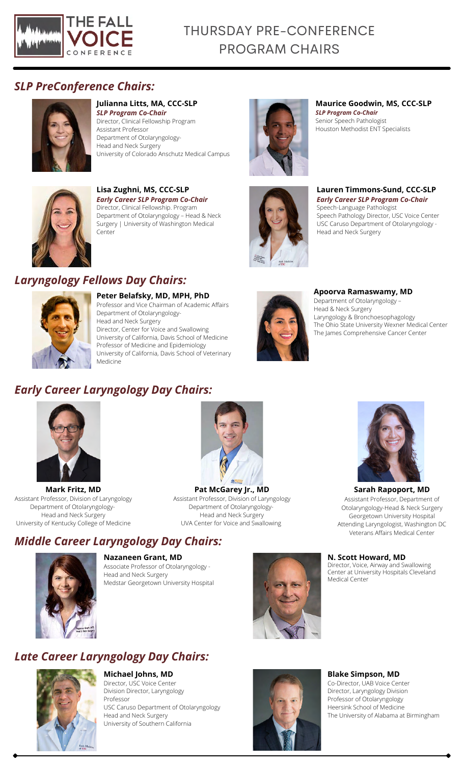# THURSDAY PRE-CONFERENCE PROGRAM CHAIRS

## *SLP PreConference Chairs:*

**Julianna Litts, MA, CCC-SLP**
***SLP Program Co-Chair***
Director, Clinical Fellowship Program
Assistant Professor
Department of Otolaryngology-
Head and Neck Surgery
University of Colorado Anschutz Medical Campus

**Maurice Goodwin, MS, CCC-SLP**
***SLP Program Co-Chair***
Senior Speech Pathologist
Houston Methodist ENT Specialists

**Lisa Zughni, MS, CCC-SLP**
***Early Career SLP Program Co-Chair***
Director, Clinical Fellowship. Program
Department of Otolaryngology – Head & Neck Surgery | University of Washington Medical Center

**Lauren Timmons-Sund, CCC-SLP**
***Early Career SLP Program Co-Chair***
Speech-Language Pathologist
Speech Pathology Director, USC Voice Center
USC Caruso Department of Otolaryngology - Head and Neck Surgery

## *Laryngology Fellows Day Chairs:*

**Peter Belafsky, MD, MPH, PhD**
Professor and Vice Chairman of Academic Affairs
Department of Otolaryngology-
Head and Neck Surgery
Director, Center for Voice and Swallowing
University of California, Davis School of Medicine
Professor of Medicine and Epidemiology
University of California, Davis School of Veterinary Medicine

**Apoorva Ramaswamy, MD**
Department of Otolaryngology –
Head & Neck Surgery
Laryngology & Bronchoesophagology
The Ohio State University Wexner Medical Center
The James Comprehensive Cancer Center

## *Early Career Laryngology Day Chairs:*

**Mark Fritz, MD**
Assistant Professor, Division of Laryngology
Department of Otolaryngology-
Head and Neck Surgery
University of Kentucky College of Medicine

**Pat McGarey Jr., MD**
Assistant Professor, Division of Laryngology
Department of Otolaryngology-
Head and Neck Surgery
UVA Center for Voice and Swallowing

**Sarah Rapoport, MD**
Assistant Professor, Department of Otolaryngology-Head & Neck Surgery
Georgetown University Hospital
Attending Laryngologist, Washington DC Veterans Affairs Medical Center

## *Middle Career Laryngology Day Chairs:*

**Nazaneen Grant, MD**
Associate Professor of Otolaryngology - Head and Neck Surgery
Medstar Georgetown University Hospital

**N. Scott Howard, MD**
Director, Voice, Airway and Swallowing Center at University Hospitals Cleveland Medical Center

## *Late Career Laryngology Day Chairs:*

**Michael Johns, MD**
Director, USC Voice Center
Division Director, Laryngology
Professor
USC Caruso Department of Otolaryngology
Head and Neck Surgery
University of Southern California

**Blake Simpson, MD**
Co-Director, UAB Voice Center
Director, Laryngology Division
Professor of Otolaryngology
Heersink School of Medicine
The University of Alabama at Birmingham